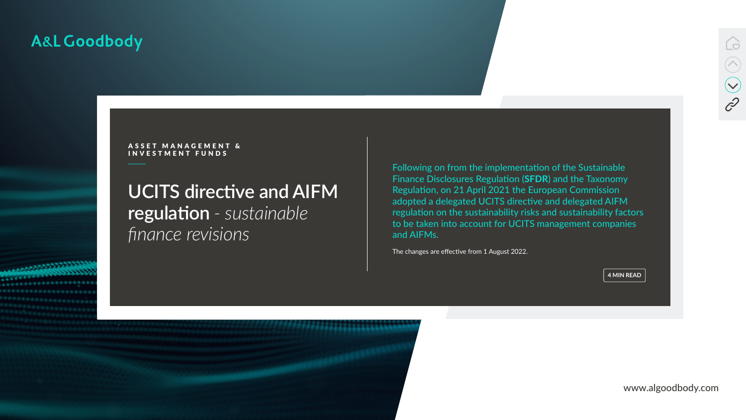A&L Goodbody

ASSET MANAGEMENT & INVESTMENT FUNDS

# UCITS directive and AIFM regulation - *sustainable finance revisions*

Following on from the implementation of the Sustainable Finance Disclosures Regulation (**SFDR**) and the Taxonomy Regulation, on 21 April 2021 the European Commission adopted a delegated UCITS directive and delegated AIFM regulation on the sustainability risks and sustainability factors to be taken into account for UCITS management companies and AIFMs.

The changes are effective from 1 August 2022.

4 MIN READ

www.algoodbody.com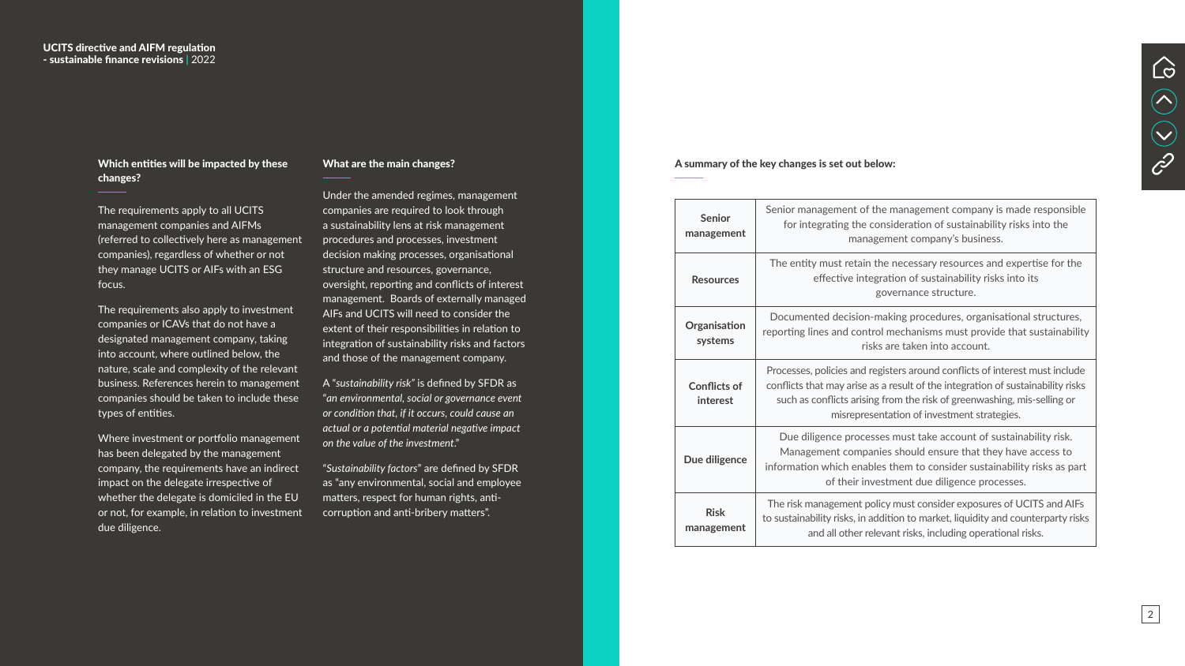### Which entities will be impacted by these changes?

The requirements apply to all UCITS management companies and AIFMs (referred to collectively here as management companies), regardless of whether or not they manage UCITS or AIFs with an ESG focus.

The requirements also apply to investment companies or ICAVs that do not have a designated management company, taking into account, where outlined below, the nature, scale and complexity of the relevant business. References herein to management companies should be taken to include these types of entities.

Where investment or portfolio management has been delegated by the management company, the requirements have an indirect impact on the delegate irrespective of whether the delegate is domiciled in the EU or not, for example, in relation to investment due diligence.

### What are the main changes?

Under the amended regimes, management companies are required to look through a sustainability lens at risk management procedures and processes, investment decision making processes, organisational structure and resources, governance, oversight, reporting and conflicts of interest management. Boards of externally managed AIFs and UCITS will need to consider the extent of their responsibilities in relation to integration of sustainability risks and factors and those of the management company.

A "*sustainability risk*" is defined by SFDR as "*an environmental, social or governance event or condition that, if it occurs, could cause an actual or a potential material negative impact on the value of the investment*."

"*Sustainability factors*" are defined by SFDR as "any environmental, social and employee matters, respect for human rights, anti-corruption and anti-bribery matters".

### A summary of the key changes is set out below:

| | |
|---|---|
| **Senior management** | Senior management of the management company is made responsible for integrating the consideration of sustainability risks into the management company's business. |
| **Resources** | The entity must retain the necessary resources and expertise for the effective integration of sustainability risks into its governance structure. |
| **Organisation systems** | Documented decision-making procedures, organisational structures, reporting lines and control mechanisms must provide that sustainability risks are taken into account. |
| **Conflicts of interest** | Processes, policies and registers around conflicts of interest must include conflicts that may arise as a result of the integration of sustainability risks such as conflicts arising from the risk of greenwashing, mis-selling or misrepresentation of investment strategies. |
| **Due diligence** | Due diligence processes must take account of sustainability risk. Management companies should ensure that they have access to information which enables them to consider sustainability risks as part of their investment due diligence processes. |
| **Risk management** | The risk management policy must consider exposures of UCITS and AIFs to sustainability risks, in addition to market, liquidity and counterparty risks and all other relevant risks, including operational risks. |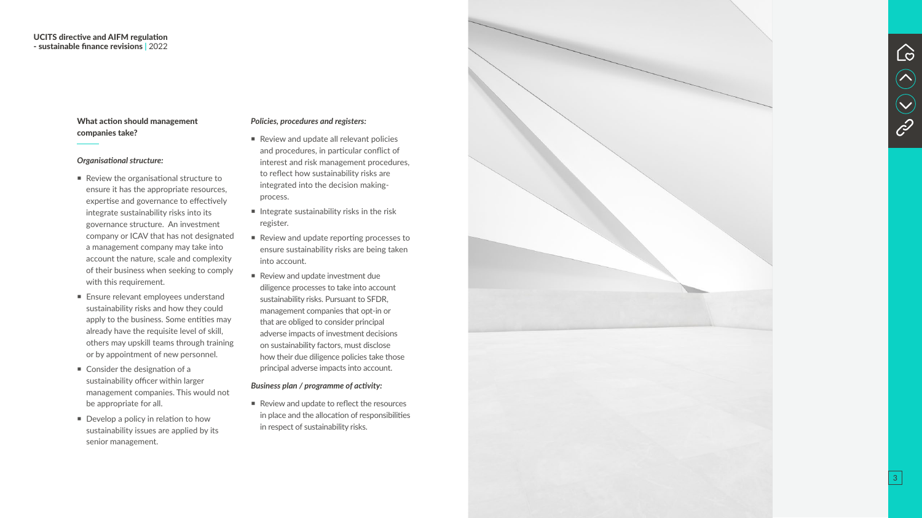**What action should management companies take?**

*Organisational structure:*

- Review the organisational structure to ensure it has the appropriate resources, expertise and governance to effectively integrate sustainability risks into its governance structure. An investment company or ICAV that has not designated a management company may take into account the nature, scale and complexity of their business when seeking to comply with this requirement.
- Ensure relevant employees understand sustainability risks and how they could apply to the business. Some entities may already have the requisite level of skill, others may upskill teams through training or by appointment of new personnel.
- Consider the designation of a sustainability officer within larger management companies. This would not be appropriate for all.
- Develop a policy in relation to how sustainability issues are applied by its senior management.

*Policies, procedures and registers:*

- Review and update all relevant policies and procedures, in particular conflict of interest and risk management procedures, to reflect how sustainability risks are integrated into the decision making-process.
- Integrate sustainability risks in the risk register.
- Review and update reporting processes to ensure sustainability risks are being taken into account.
- Review and update investment due diligence processes to take into account sustainability risks. Pursuant to SFDR, management companies that opt-in or that are obliged to consider principal adverse impacts of investment decisions on sustainability factors, must disclose how their due diligence policies take those principal adverse impacts into account.

*Business plan / programme of activity:*

- Review and update to reflect the resources in place and the allocation of responsibilities in respect of sustainability risks.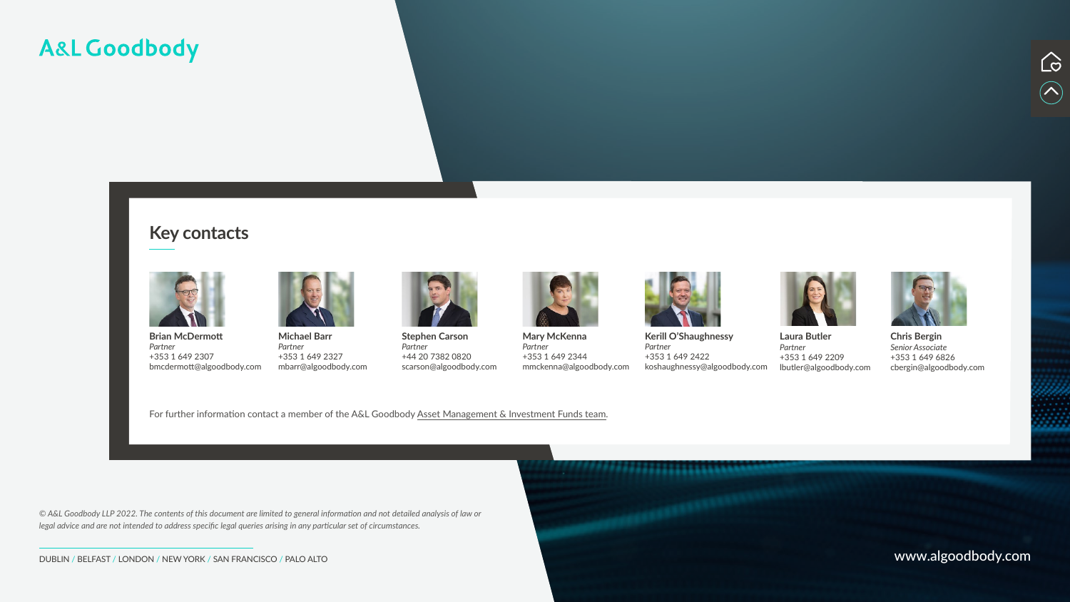A&L Goodbody

## Key contacts

**Brian McDermott**
*Partner*
+353 1 649 2307
bmcdermott@algoodbody.com

**Michael Barr**
*Partner*
+353 1 649 2327
mbarr@algoodbody.com

**Stephen Carson**
*Partner*
+44 20 7382 0820
scarson@algoodbody.com

**Mary McKenna**
*Partner*
+353 1 649 2344
mmckenna@algoodbody.com

**Kerill O'Shaughnessy**
*Partner*
+353 1 649 2422
koshaughnessy@algoodbody.com

**Laura Butler**
*Partner*
+353 1 649 2209
lbutler@algoodbody.com

**Chris Bergin**
*Senior Associate*
+353 1 649 6826
cbergin@algoodbody.com

For further information contact a member of the A&L Goodbody Asset Management & Investment Funds team.

*© A&L Goodbody LLP 2022. The contents of this document are limited to general information and not detailed analysis of law or legal advice and are not intended to address specific legal queries arising in any particular set of circumstances.*

DUBLIN / BELFAST / LONDON / NEW YORK / SAN FRANCISCO / PALO ALTO

www.algoodbody.com